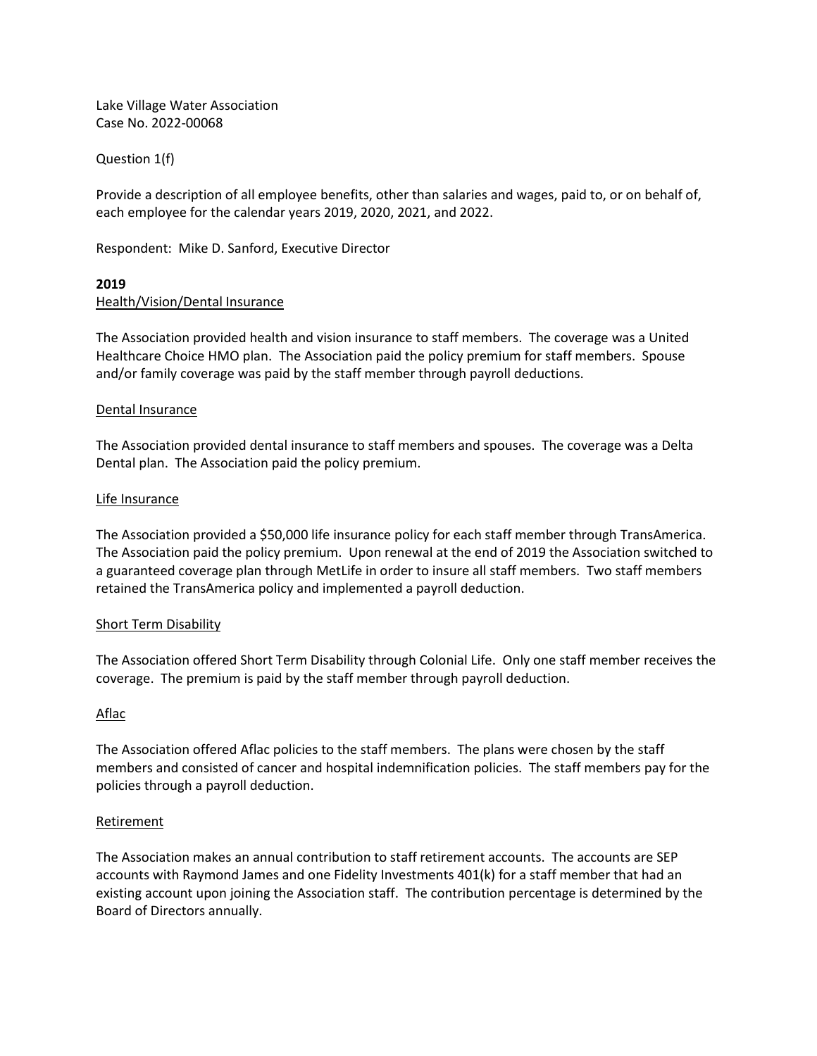Lake Village Water Association
Case No. 2022-00068

Question 1(f)

Provide a description of all employee benefits, other than salaries and wages, paid to, or on behalf of, each employee for the calendar years 2019, 2020, 2021, and 2022.

Respondent: Mike D. Sanford, Executive Director

**2019**

Health/Vision/Dental Insurance

The Association provided health and vision insurance to staff members. The coverage was a United Healthcare Choice HMO plan. The Association paid the policy premium for staff members. Spouse and/or family coverage was paid by the staff member through payroll deductions.

Dental Insurance

The Association provided dental insurance to staff members and spouses. The coverage was a Delta Dental plan. The Association paid the policy premium.

Life Insurance

The Association provided a $50,000 life insurance policy for each staff member through TransAmerica. The Association paid the policy premium. Upon renewal at the end of 2019 the Association switched to a guaranteed coverage plan through MetLife in order to insure all staff members. Two staff members retained the TransAmerica policy and implemented a payroll deduction.

Short Term Disability

The Association offered Short Term Disability through Colonial Life. Only one staff member receives the coverage. The premium is paid by the staff member through payroll deduction.

Aflac

The Association offered Aflac policies to the staff members. The plans were chosen by the staff members and consisted of cancer and hospital indemnification policies. The staff members pay for the policies through a payroll deduction.

Retirement

The Association makes an annual contribution to staff retirement accounts. The accounts are SEP accounts with Raymond James and one Fidelity Investments 401(k) for a staff member that had an existing account upon joining the Association staff. The contribution percentage is determined by the Board of Directors annually.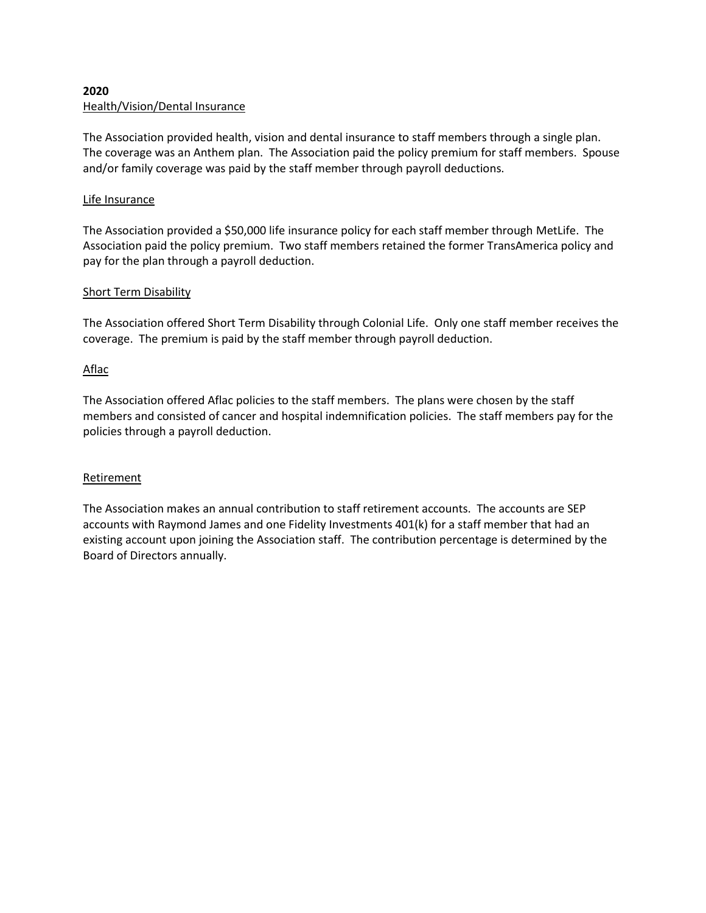**2020**

Health/Vision/Dental Insurance

The Association provided health, vision and dental insurance to staff members through a single plan. The coverage was an Anthem plan. The Association paid the policy premium for staff members. Spouse and/or family coverage was paid by the staff member through payroll deductions.

Life Insurance

The Association provided a $50,000 life insurance policy for each staff member through MetLife. The Association paid the policy premium. Two staff members retained the former TransAmerica policy and pay for the plan through a payroll deduction.

Short Term Disability

The Association offered Short Term Disability through Colonial Life. Only one staff member receives the coverage. The premium is paid by the staff member through payroll deduction.

Aflac

The Association offered Aflac policies to the staff members. The plans were chosen by the staff members and consisted of cancer and hospital indemnification policies. The staff members pay for the policies through a payroll deduction.

Retirement

The Association makes an annual contribution to staff retirement accounts. The accounts are SEP accounts with Raymond James and one Fidelity Investments 401(k) for a staff member that had an existing account upon joining the Association staff. The contribution percentage is determined by the Board of Directors annually.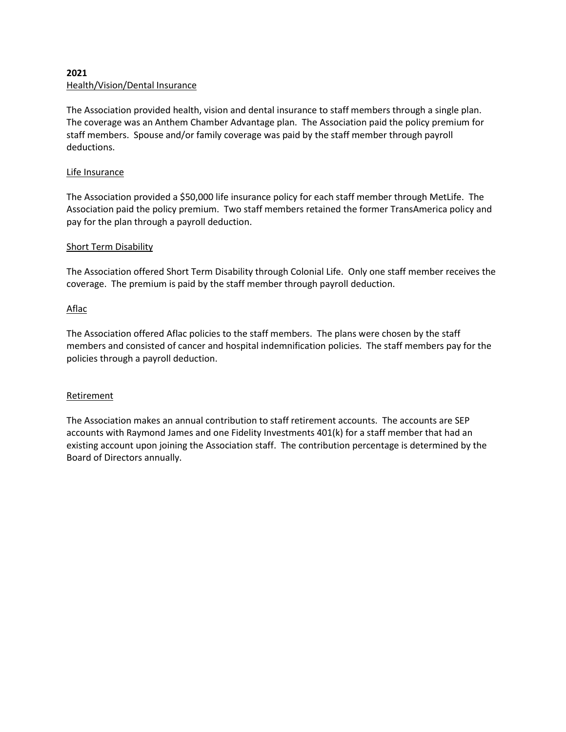**2021**

Health/Vision/Dental Insurance

The Association provided health, vision and dental insurance to staff members through a single plan. The coverage was an Anthem Chamber Advantage plan. The Association paid the policy premium for staff members. Spouse and/or family coverage was paid by the staff member through payroll deductions.

Life Insurance

The Association provided a $50,000 life insurance policy for each staff member through MetLife. The Association paid the policy premium. Two staff members retained the former TransAmerica policy and pay for the plan through a payroll deduction.

Short Term Disability

The Association offered Short Term Disability through Colonial Life. Only one staff member receives the coverage. The premium is paid by the staff member through payroll deduction.

Aflac

The Association offered Aflac policies to the staff members. The plans were chosen by the staff members and consisted of cancer and hospital indemnification policies. The staff members pay for the policies through a payroll deduction.

Retirement

The Association makes an annual contribution to staff retirement accounts. The accounts are SEP accounts with Raymond James and one Fidelity Investments 401(k) for a staff member that had an existing account upon joining the Association staff. The contribution percentage is determined by the Board of Directors annually.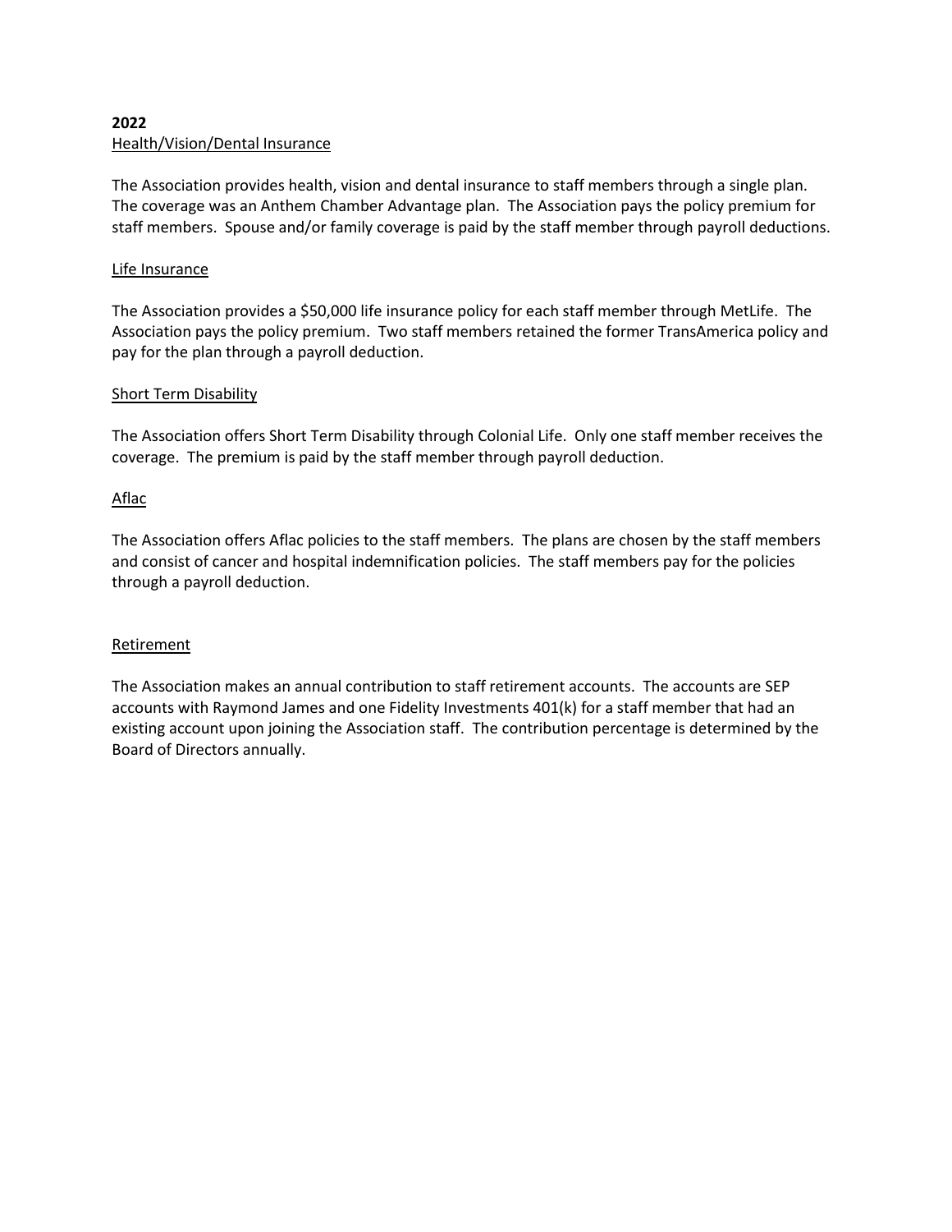**2022**

Health/Vision/Dental Insurance

The Association provides health, vision and dental insurance to staff members through a single plan. The coverage was an Anthem Chamber Advantage plan. The Association pays the policy premium for staff members. Spouse and/or family coverage is paid by the staff member through payroll deductions.

Life Insurance

The Association provides a $50,000 life insurance policy for each staff member through MetLife. The Association pays the policy premium. Two staff members retained the former TransAmerica policy and pay for the plan through a payroll deduction.

Short Term Disability

The Association offers Short Term Disability through Colonial Life. Only one staff member receives the coverage. The premium is paid by the staff member through payroll deduction.

Aflac

The Association offers Aflac policies to the staff members. The plans are chosen by the staff members and consist of cancer and hospital indemnification policies. The staff members pay for the policies through a payroll deduction.

Retirement

The Association makes an annual contribution to staff retirement accounts. The accounts are SEP accounts with Raymond James and one Fidelity Investments 401(k) for a staff member that had an existing account upon joining the Association staff. The contribution percentage is determined by the Board of Directors annually.